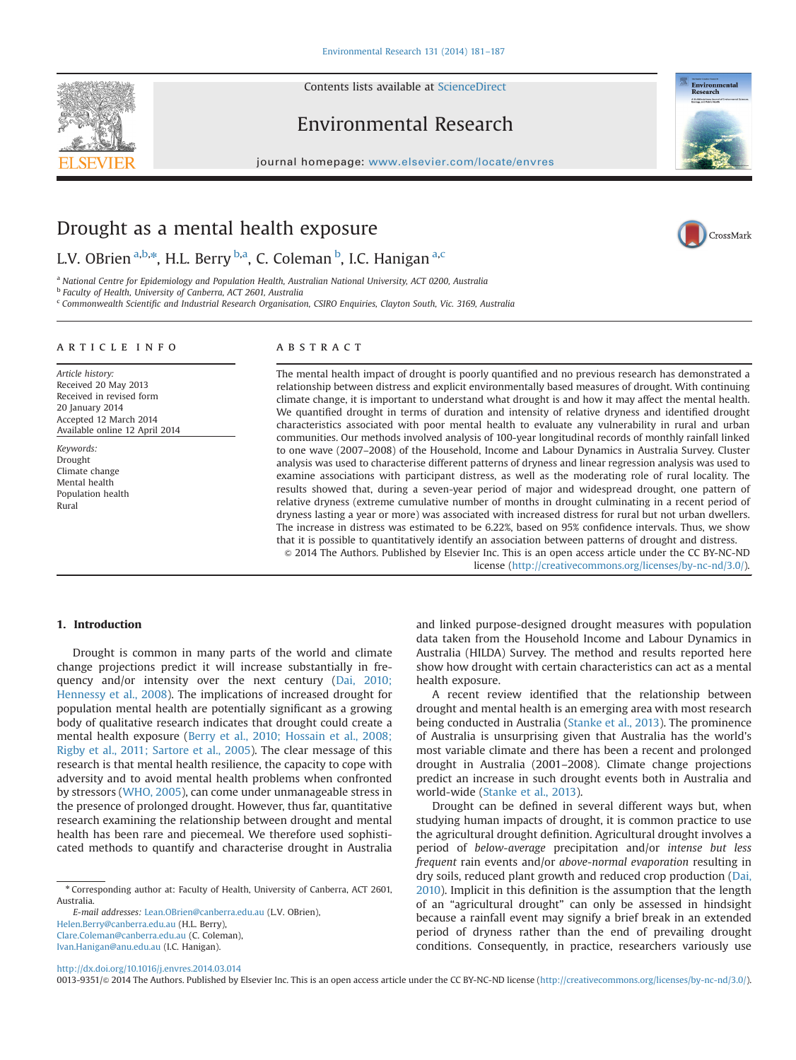Contents lists available at ScienceDirect

# Environmental Research

journal homepage: www.elsevier.com/locate/envres

# Drought as a mental health exposure

L.V. OBrien [a,b,*], H.L. Berry [b,a], C. Coleman [b], I.C. Hanigan [a,c]

[a] National Centre for Epidemiology and Population Health, Australian National University, ACT 0200, Australia
[b] Faculty of Health, University of Canberra, ACT 2601, Australia
[c] Commonwealth Scientific and Industrial Research Organisation, CSIRO Enquiries, Clayton South, Vic. 3169, Australia

## ARTICLE INFO

*Article history:*
Received 20 May 2013
Received in revised form
20 January 2014
Accepted 12 March 2014
Available online 12 April 2014

*Keywords:*
Drought
Climate change
Mental health
Population health
Rural

## ABSTRACT

The mental health impact of drought is poorly quantified and no previous research has demonstrated a relationship between distress and explicit environmentally based measures of drought. With continuing climate change, it is important to understand what drought is and how it may affect the mental health. We quantified drought in terms of duration and intensity of relative dryness and identified drought characteristics associated with poor mental health to evaluate any vulnerability in rural and urban communities. Our methods involved analysis of 100-year longitudinal records of monthly rainfall linked to one wave (2007–2008) of the Household, Income and Labour Dynamics in Australia Survey. Cluster analysis was used to characterise different patterns of dryness and linear regression analysis was used to examine associations with participant distress, as well as the moderating role of rural locality. The results showed that, during a seven-year period of major and widespread drought, one pattern of relative dryness (extreme cumulative number of months in drought culminating in a recent period of dryness lasting a year or more) was associated with increased distress for rural but not urban dwellers. The increase in distress was estimated to be 6.22%, based on 95% confidence intervals. Thus, we show that it is possible to quantitatively identify an association between patterns of drought and distress.

© 2014 The Authors. Published by Elsevier Inc. This is an open access article under the CC BY-NC-ND license (http://creativecommons.org/licenses/by-nc-nd/3.0/).

## 1. Introduction

Drought is common in many parts of the world and climate change projections predict it will increase substantially in frequency and/or intensity over the next century (Dai, 2010; Hennessy et al., 2008). The implications of increased drought for population mental health are potentially significant as a growing body of qualitative research indicates that drought could create a mental health exposure (Berry et al., 2010; Hossain et al., 2008; Rigby et al., 2011; Sartore et al., 2005). The clear message of this research is that mental health resilience, the capacity to cope with adversity and to avoid mental health problems when confronted by stressors (WHO, 2005), can come under unmanageable stress in the presence of prolonged drought. However, thus far, quantitative research examining the relationship between drought and mental health has been rare and piecemeal. We therefore used sophisticated methods to quantify and characterise drought in Australia and linked purpose-designed drought measures with population data taken from the Household Income and Labour Dynamics in Australia (HILDA) Survey. The method and results reported here show how drought with certain characteristics can act as a mental health exposure.

A recent review identified that the relationship between drought and mental health is an emerging area with most research being conducted in Australia (Stanke et al., 2013). The prominence of Australia is unsurprising given that Australia has the world's most variable climate and there has been a recent and prolonged drought in Australia (2001–2008). Climate change projections predict an increase in such drought events both in Australia and world-wide (Stanke et al., 2013).

Drought can be defined in several different ways but, when studying human impacts of drought, it is common practice to use the agricultural drought definition. Agricultural drought involves a period of *below-average* precipitation and/or *intense but less frequent* rain events and/or *above-normal evaporation* resulting in dry soils, reduced plant growth and reduced crop production (Dai, 2010). Implicit in this definition is the assumption that the length of an "agricultural drought" can only be assessed in hindsight because a rainfall event may signify a brief break in an extended period of dryness rather than the end of prevailing drought conditions. Consequently, in practice, researchers variously use

* Corresponding author at: Faculty of Health, University of Canberra, ACT 2601, Australia.
*E-mail addresses:* Lean.OBrien@canberra.edu.au (L.V. OBrien), Helen.Berry@canberra.edu.au (H.L. Berry), Clare.Coleman@canberra.edu.au (C. Coleman), Ivan.Hanigan@anu.edu.au (I.C. Hanigan).

http://dx.doi.org/10.1016/j.envres.2014.03.014
0013-9351/© 2014 The Authors. Published by Elsevier Inc. This is an open access article under the CC BY-NC-ND license (http://creativecommons.org/licenses/by-nc-nd/3.0/).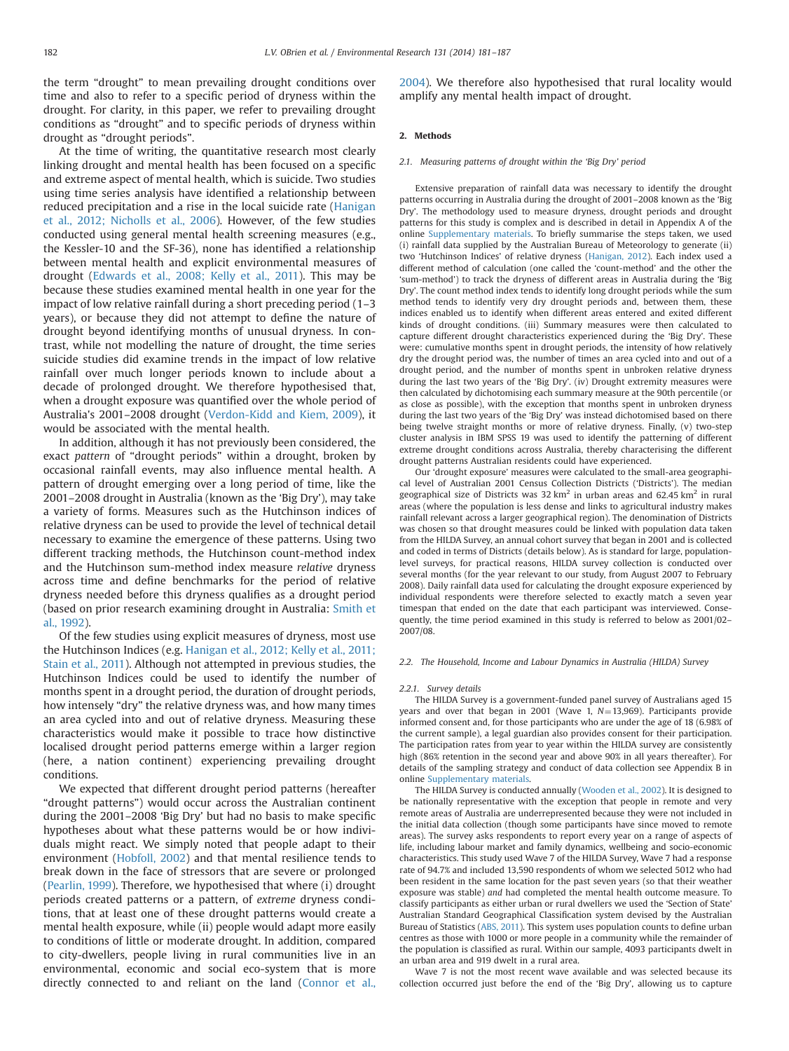the term "drought" to mean prevailing drought conditions over time and also to refer to a specific period of dryness within the drought. For clarity, in this paper, we refer to prevailing drought conditions as "drought" and to specific periods of dryness within drought as "drought periods".

At the time of writing, the quantitative research most clearly linking drought and mental health has been focused on a specific and extreme aspect of mental health, which is suicide. Two studies using time series analysis have identified a relationship between reduced precipitation and a rise in the local suicide rate (Hanigan et al., 2012; Nicholls et al., 2006). However, of the few studies conducted using general mental health screening measures (e.g., the Kessler-10 and the SF-36), none has identified a relationship between mental health and explicit environmental measures of drought (Edwards et al., 2008; Kelly et al., 2011). This may be because these studies examined mental health in one year for the impact of low relative rainfall during a short preceding period (1–3 years), or because they did not attempt to define the nature of drought beyond identifying months of unusual dryness. In contrast, while not modelling the nature of drought, the time series suicide studies did examine trends in the impact of low relative rainfall over much longer periods known to include about a decade of prolonged drought. We therefore hypothesised that, when a drought exposure was quantified over the whole period of Australia's 2001–2008 drought (Verdon-Kidd and Kiem, 2009), it would be associated with the mental health.

In addition, although it has not previously been considered, the exact *pattern* of "drought periods" within a drought, broken by occasional rainfall events, may also influence mental health. A pattern of drought emerging over a long period of time, like the 2001–2008 drought in Australia (known as the 'Big Dry'), may take a variety of forms. Measures such as the Hutchinson indices of relative dryness can be used to provide the level of technical detail necessary to examine the emergence of these patterns. Using two different tracking methods, the Hutchinson count-method index and the Hutchinson sum-method index measure *relative* dryness across time and define benchmarks for the period of relative dryness needed before this dryness qualifies as a drought period (based on prior research examining drought in Australia: Smith et al., 1992).

Of the few studies using explicit measures of dryness, most use the Hutchinson Indices (e.g. Hanigan et al., 2012; Kelly et al., 2011; Stain et al., 2011). Although not attempted in previous studies, the Hutchinson Indices could be used to identify the number of months spent in a drought period, the duration of drought periods, how intensely "dry" the relative dryness was, and how many times an area cycled into and out of relative dryness. Measuring these characteristics would make it possible to trace how distinctive localised drought period patterns emerge within a larger region (here, a nation continent) experiencing prevailing drought conditions.

We expected that different drought period patterns (hereafter "drought patterns") would occur across the Australian continent during the 2001–2008 'Big Dry' but had no basis to make specific hypotheses about what these patterns would be or how individuals might react. We simply noted that people adapt to their environment (Hobfoll, 2002) and that mental resilience tends to break down in the face of stressors that are severe or prolonged (Pearlin, 1999). Therefore, we hypothesised that where (i) drought periods created patterns or a pattern, of *extreme* dryness conditions, that at least one of these drought patterns would create a mental health exposure, while (ii) people would adapt more easily to conditions of little or moderate drought. In addition, compared to city-dwellers, people living in rural communities live in an environmental, economic and social eco-system that is more directly connected to and reliant on the land (Connor et al., 2004). We therefore also hypothesised that rural locality would amplify any mental health impact of drought.

## 2. Methods

### 2.1. Measuring patterns of drought within the 'Big Dry' period

Extensive preparation of rainfall data was necessary to identify the drought patterns occurring in Australia during the drought of 2001–2008 known as the 'Big Dry'. The methodology used to measure dryness, drought periods and drought patterns for this study is complex and is described in detail in Appendix A of the online Supplementary materials. To briefly summarise the steps taken, we used (i) rainfall data supplied by the Australian Bureau of Meteorology to generate (ii) two 'Hutchinson Indices' of relative dryness (Hanigan, 2012). Each index used a different method of calculation (one called the 'count-method' and the other the 'sum-method') to track the dryness of different areas in Australia during the 'Big Dry'. The count method index tends to identify long drought periods while the sum method tends to identify very dry drought periods and, between them, these indices enabled us to identify when different areas entered and exited different kinds of drought conditions. (iii) Summary measures were then calculated to capture different drought characteristics experienced during the 'Big Dry'. These were: cumulative months spent in drought periods, the intensity of how relatively dry the drought period was, the number of times an area cycled into and out of a drought period, and the number of months spent in unbroken relative dryness during the last two years of the 'Big Dry'. (iv) Drought extremity measures were then calculated by dichotomising each summary measure at the 90th percentile (or as close as possible), with the exception that months spent in unbroken dryness during the last two years of the 'Big Dry' was instead dichotomised based on there being twelve straight months or more of relative dryness. Finally, (v) two-step cluster analysis in IBM SPSS 19 was used to identify the patterning of different extreme drought conditions across Australia, thereby characterising the different drought patterns Australian residents could have experienced.

Our 'drought exposure' measures were calculated to the small-area geographical level of Australian 2001 Census Collection Districts ('Districts'). The median geographical size of Districts was 32 km$^2$ in urban areas and 62.45 km$^2$ in rural areas (where the population is less dense and links to agricultural industry makes rainfall relevant across a larger geographical region). The denomination of Districts was chosen so that drought measures could be linked with population data taken from the HILDA Survey, an annual cohort survey that began in 2001 and is collected and coded in terms of Districts (details below). As is standard for large, population-level surveys, for practical reasons, HILDA survey collection is conducted over several months (for the year relevant to our study, from August 2007 to February 2008). Daily rainfall data used for calculating the drought exposure experienced by individual respondents were therefore selected to exactly match a seven year timespan that ended on the date that each participant was interviewed. Consequently, the time period examined in this study is referred to below as 2001/02–2007/08.

### 2.2. The Household, Income and Labour Dynamics in Australia (HILDA) Survey

#### 2.2.1. Survey details

The HILDA Survey is a government-funded panel survey of Australians aged 15 years and over that began in 2001 (Wave 1, $N$=13,969). Participants provide informed consent and, for those participants who are under the age of 18 (6.98% of the current sample), a legal guardian also provides consent for their participation. The participation rates from year to year within the HILDA survey are consistently high (86% retention in the second year and above 90% in all years thereafter). For details of the sampling strategy and conduct of data collection see Appendix B in online Supplementary materials.

The HILDA Survey is conducted annually (Wooden et al., 2002). It is designed to be nationally representative with the exception that people in remote and very remote areas of Australia are underrepresented because they were not included in the initial data collection (though some participants have since moved to remote areas). The survey asks respondents to report every year on a range of aspects of life, including labour market and family dynamics, wellbeing and socio-economic characteristics. This study used Wave 7 of the HILDA Survey, Wave 7 had a response rate of 94.7% and included 13,590 respondents of whom we selected 5012 who had been resident in the same location for the past seven years (so that their weather exposure was stable) *and* had completed the mental health outcome measure. To classify participants as either urban or rural dwellers we used the 'Section of State' Australian Standard Geographical Classification system devised by the Australian Bureau of Statistics (ABS, 2011). This system uses population counts to define urban centres as those with 1000 or more people in a community while the remainder of the population is classified as rural. Within our sample, 4093 participants dwelt in an urban area and 919 dwelt in a rural area.

Wave 7 is not the most recent wave available and was selected because its collection occurred just before the end of the 'Big Dry', allowing us to capture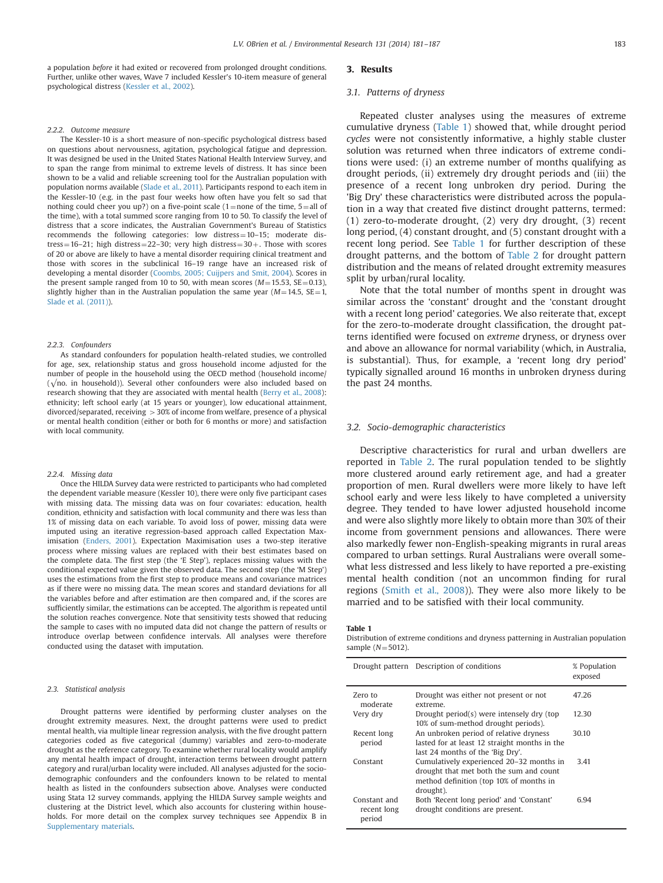a population *before* it had exited or recovered from prolonged drought conditions. Further, unlike other waves, Wave 7 included Kessler's 10-item measure of general psychological distress (Kessler et al., 2002).

#### 2.2.2. Outcome measure

The Kessler-10 is a short measure of non-specific psychological distress based on questions about nervousness, agitation, psychological fatigue and depression. It was designed be used in the United States National Health Interview Survey, and to span the range from minimal to extreme levels of distress. It has since been shown to be a valid and reliable screening tool for the Australian population with population norms available (Slade et al., 2011). Participants respond to each item in the Kessler-10 (e.g. in the past four weeks how often have you felt so sad that nothing could cheer you up?) on a five-point scale (1 = none of the time, 5 = all of the time), with a total summed score ranging from 10 to 50. To classify the level of distress that a score indicates, the Australian Government's Bureau of Statistics recommends the following categories: low distress = 10–15; moderate distress = 16–21; high distress = 22–30; very high distress = 30+. Those with scores of 20 or above are likely to have a mental disorder requiring clinical treatment and those with scores in the subclinical 16–19 range have an increased risk of developing a mental disorder (Coombs, 2005; Cuijpers and Smit, 2004). Scores in the present sample ranged from 10 to 50, with mean scores ($M$ = 15.53, SE = 0.13), slightly higher than in the Australian population the same year ($M$ = 14.5, SE = 1, Slade et al. (2011)).

#### 2.2.3. Confounders

As standard confounders for population health-related studies, we controlled for age, sex, relationship status and gross household income adjusted for the number of people in the household using the OECD method (household income/($\sqrt{}$no. in household)). Several other confounders were also included based on research showing that they are associated with mental health (Berry et al., 2008): ethnicity; left school early (at 15 years or younger), low educational attainment, divorced/separated, receiving > 30% of income from welfare, presence of a physical or mental health condition (either or both for 6 months or more) and satisfaction with local community.

#### 2.2.4. Missing data

Once the HILDA Survey data were restricted to participants who had completed the dependent variable measure (Kessler 10), there were only five participant cases with missing data. The missing data was on four covariates: education, health condition, ethnicity and satisfaction with local community and there was less than 1% of missing data on each variable. To avoid loss of power, missing data were imputed using an iterative regression-based approach called Expectation Maximisation (Enders, 2001). Expectation Maximisation uses a two-step iterative process where missing values are replaced with their best estimates based on the complete data. The first step (the 'E Step'), replaces missing values with the conditional expected value given the observed data. The second step (the 'M Step') uses the estimations from the first step to produce means and covariance matrices as if there were no missing data. The mean scores and standard deviations for all the variables before and after estimation are then compared and, if the scores are sufficiently similar, the estimations can be accepted. The algorithm is repeated until the solution reaches convergence. Note that sensitivity tests showed that reducing the sample to cases with no imputed data did not change the pattern of results or introduce overlap between confidence intervals. All analyses were therefore conducted using the dataset with imputation.

### 2.3. Statistical analysis

Drought patterns were identified by performing cluster analyses on the drought extremity measures. Next, the drought patterns were used to predict mental health, via multiple linear regression analysis, with the five drought pattern categories coded as five categorical (dummy) variables and zero-to-moderate drought as the reference category. To examine whether rural locality would amplify any mental health impact of drought, interaction terms between drought pattern category and rural/urban locality were included. All analyses adjusted for the socio-demographic confounders and the confounders known to be related to mental health as listed in the confounders subsection above. Analyses were conducted using Stata 12 survey commands, applying the HILDA Survey sample weights and clustering at the District level, which also accounts for clustering within households. For more detail on the complex survey techniques see Appendix B in Supplementary materials.

## 3. Results

### 3.1. Patterns of dryness

Repeated cluster analyses using the measures of extreme cumulative dryness (Table 1) showed that, while drought period *cycles* were not consistently informative, a highly stable cluster solution was returned when three indicators of extreme conditions were used: (i) an extreme number of months qualifying as drought periods, (ii) extremely dry drought periods and (iii) the presence of a recent long unbroken dry period. During the 'Big Dry' these characteristics were distributed across the population in a way that created five distinct drought patterns, termed: (1) zero-to-moderate drought, (2) very dry drought, (3) recent long period, (4) constant drought, and (5) constant drought with a recent long period. See Table 1 for further description of these drought patterns, and the bottom of Table 2 for drought pattern distribution and the means of related drought extremity measures split by urban/rural locality.

Note that the total number of months spent in drought was similar across the 'constant' drought and the 'constant drought with a recent long period' categories. We also reiterate that, except for the zero-to-moderate drought classification, the drought patterns identified were focused on *extreme* dryness, or dryness over and above an allowance for normal variability (which, in Australia, is substantial). Thus, for example, a 'recent long dry period' typically signalled around 16 months in unbroken dryness during the past 24 months.

### 3.2. Socio-demographic characteristics

Descriptive characteristics for rural and urban dwellers are reported in Table 2. The rural population tended to be slightly more clustered around early retirement age, and had a greater proportion of men. Rural dwellers were more likely to have left school early and were less likely to have completed a university degree. They tended to have lower adjusted household income and were also slightly more likely to obtain more than 30% of their income from government pensions and allowances. There were also markedly fewer non-English-speaking migrants in rural areas compared to urban settings. Rural Australians were overall somewhat less distressed and less likely to have reported a pre-existing mental health condition (not an uncommon finding for rural regions (Smith et al., 2008)). They were also more likely to be married and to be satisfied with their local community.

**Table 1**
Distribution of extreme conditions and dryness patterning in Australian population sample ($N$ = 5012).

| Drought pattern | Description of conditions | % Population exposed |
|---|---|---|
| Zero to moderate | Drought was either not present or not extreme. | 47.26 |
| Very dry | Drought period(s) were intensely dry (top 10% of sum-method drought periods). | 12.30 |
| Recent long period | An unbroken period of relative dryness lasted for at least 12 straight months in the last 24 months of the 'Big Dry'. | 30.10 |
| Constant | Cumulatively experienced 20–32 months in drought that met both the sum and count method definition (top 10% of months in drought). | 3.41 |
| Constant and recent long period | Both 'Recent long period' and 'Constant' drought conditions are present. | 6.94 |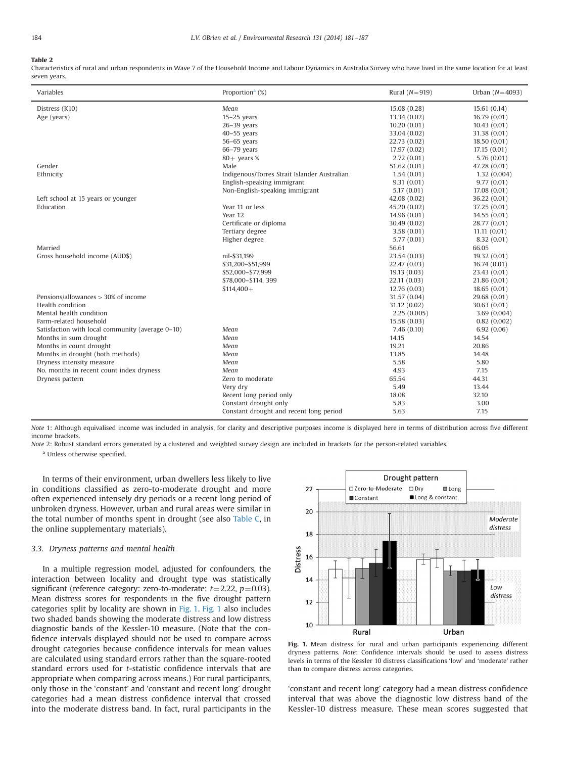**Table 2**
Characteristics of rural and urban respondents in Wave 7 of the Household Income and Labour Dynamics in Australia Survey who have lived in the same location for at least seven years.

| Variables | Proportion[a] (%) | Rural (N=919) | Urban (N=4093) |
|---|---|---|---|
| Distress (K10) | *Mean* | 15.08 (0.28) | 15.61 (0.14) |
| Age (years) | 15–25 years | 13.34 (0.02) | 16.79 (0.01) |
| | 26–39 years | 10.20 (0.01) | 10.43 (0.01) |
| | 40–55 years | 33.04 (0.02) | 31.38 (0.01) |
| | 56–65 years | 22.73 (0.02) | 18.50 (0.01) |
| | 66–79 years | 17.97 (0.02) | 17.15 (0.01) |
| | 80+ years % | 2.72 (0.01) | 5.76 (0.01) |
| Gender | Male | 51.62 (0.01) | 47.28 (0.01) |
| Ethnicity | Indigenous/Torres Strait Islander Australian | 1.54 (0.01) | 1.32 (0.004) |
| | English-speaking immigrant | 9.31 (0.01) | 9.77 (0.01) |
| | Non-English-speaking immigrant | 5.17 (0.01) | 17.08 (0.01) |
| Left school at 15 years or younger | | 42.08 (0.02) | 36.22 (0.01) |
| Education | Year 11 or less | 45.20 (0.02) | 37.25 (0.01) |
| | Year 12 | 14.96 (0.01) | 14.55 (0.01) |
| | Certificate or diploma | 30.49 (0.02) | 28.77 (0.01) |
| | Tertiary degree | 3.58 (0.01) | 11.11 (0.01) |
| | Higher degree | 5.77 (0.01) | 8.32 (0.01) |
| Married | | 56.61 | 66.05 |
| Gross household income (AUD$) | nil-$31,199 | 23.54 (0.03) | 19.32 (0.01) |
| | $31,200–$51,999 | 22.47 (0.03) | 16.74 (0.01) |
| | $52,000–$77,999 | 19.13 (0.03) | 23.43 (0.01) |
| | $78,000–$114, 399 | 22.11 (0.03) | 21.86 (0.01) |
| | $114,400+ | 12.76 (0.03) | 18.65 (0.01) |
| Pensions/allowances > 30% of income | | 31.57 (0.04) | 29.68 (0.01) |
| Health condition | | 31.12 (0.02) | 30.63 (0.01) |
| Mental health condition | | 2.25 (0.005) | 3.69 (0.004) |
| Farm-related household | | 15.58 (0.03) | 0.82 (0.002) |
| Satisfaction with local community (average 0–10) | *Mean* | 7.46 (0.10) | 6.92 (0.06) |
| Months in sum drought | *Mean* | 14.15 | 14.54 |
| Months in count drought | *Mean* | 19.21 | 20.86 |
| Months in drought (both methods) | *Mean* | 13.85 | 14.48 |
| Dryness intensity measure | *Mean* | 5.58 | 5.80 |
| No. months in recent count index dryness | *Mean* | 4.93 | 7.15 |
| Dryness pattern | Zero to moderate | 65.54 | 44.31 |
| | Very dry | 5.49 | 13.44 |
| | Recent long period only | 18.08 | 32.10 |
| | Constant drought only | 5.83 | 3.00 |
| | Constant drought and recent long period | 5.63 | 7.15 |

*Note* 1: Although equivalised income was included in analysis, for clarity and descriptive purposes income is displayed here in terms of distribution across five different income brackets.
*Note* 2: Robust standard errors generated by a clustered and weighted survey design are included in brackets for the person-related variables.
[a] Unless otherwise specified.

In terms of their environment, urban dwellers less likely to live in conditions classified as zero-to-moderate drought and more often experienced intensely dry periods or a recent long period of unbroken dryness. However, urban and rural areas were similar in the total number of months spent in drought (see also Table C, in the online supplementary materials).

### 3.3. Dryness patterns and mental health

In a multiple regression model, adjusted for confounders, the interaction between locality and drought type was statistically significant (reference category: zero-to-moderate: $t=2.22$, $p=0.03$). Mean distress scores for respondents in the five drought pattern categories split by locality are shown in Fig. 1. Fig. 1 also includes two shaded bands showing the moderate distress and low distress diagnostic bands of the Kessler-10 measure. (Note that the confidence intervals displayed should not be used to compare across drought categories because confidence intervals for mean values are calculated using standard errors rather than the square-rooted standard errors used for t-statistic confidence intervals that are appropriate when comparing across means.) For rural participants, only those in the 'constant' and 'constant and recent long' drought categories had a mean distress confidence interval that crossed into the moderate distress band. In fact, rural participants in the 'constant and recent long' category had a mean distress confidence interval that was above the diagnostic low distress band of the Kessler-10 distress measure. These mean scores suggested that

Drought pattern
Zero-to-Moderate
Dry
Long
Constant
Long & constant
Distress
22
20
18
16
14
12
10
Moderate distress
Low distress
Rural
Urban

**Fig. 1.** Mean distress for rural and urban participants experiencing different dryness patterns. *Note*: Confidence intervals should be used to assess distress levels in terms of the Kessler 10 distress classifications 'low' and 'moderate' rather than to compare distress across categories.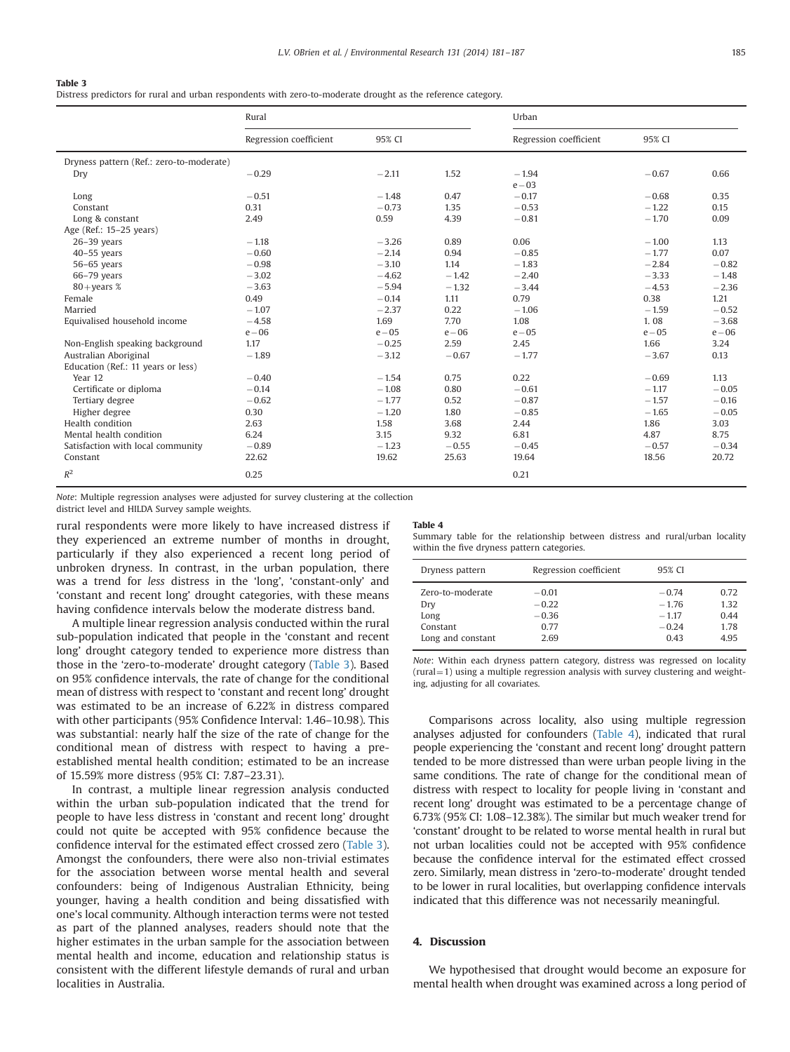**Table 3**
Distress predictors for rural and urban respondents with zero-to-moderate drought as the reference category.

| | Rural | | | Urban | | |
|---|---|---|---|---|---|---|
| | Regression coefficient | 95% CI | | Regression coefficient | 95% CI | |
| Dryness pattern (Ref.: zero-to-moderate) | | | | | | |
| Dry | −0.29 | −2.11 | 1.52 | −1.94 e−03 | −0.67 | 0.66 |
| Long | −0.51 | −1.48 | 0.47 | −0.17 | −0.68 | 0.35 |
| Constant | 0.31 | −0.73 | 1.35 | −0.53 | −1.22 | 0.15 |
| Long & constant | 2.49 | 0.59 | 4.39 | −0.81 | −1.70 | 0.09 |
| Age (Ref.: 15–25 years) | | | | | | |
| 26–39 years | −1.18 | −3.26 | 0.89 | 0.06 | −1.00 | 1.13 |
| 40–55 years | −0.60 | −2.14 | 0.94 | −0.85 | −1.77 | 0.07 |
| 56–65 years | −0.98 | −3.10 | 1.14 | −1.83 | −2.84 | −0.82 |
| 66–79 years | −3.02 | −4.62 | −1.42 | −2.40 | −3.33 | −1.48 |
| 80+years % | −3.63 | −5.94 | −1.32 | −3.44 | −4.53 | −2.36 |
| Female | 0.49 | −0.14 | 1.11 | 0.79 | 0.38 | 1.21 |
| Married | −1.07 | −2.37 | 0.22 | −1.06 | −1.59 | −0.52 |
| Equivalised household income | −4.58 e−06 | 1.69 e−05 | 7.70 e−06 | 1.08 e−05 | 1. 08 e−05 | −3.68 e−06 |
| Non-English speaking background | 1.17 | −0.25 | 2.59 | 2.45 | 1.66 | 3.24 |
| Australian Aboriginal | −1.89 | −3.12 | −0.67 | −1.77 | −3.67 | 0.13 |
| Education (Ref.: 11 years or less) | | | | | | |
| Year 12 | −0.40 | −1.54 | 0.75 | 0.22 | −0.69 | 1.13 |
| Certificate or diploma | −0.14 | −1.08 | 0.80 | −0.61 | −1.17 | −0.05 |
| Tertiary degree | −0.62 | −1.77 | 0.52 | −0.87 | −1.57 | −0.16 |
| Higher degree | 0.30 | −1.20 | 1.80 | −0.85 | −1.65 | −0.05 |
| Health condition | 2.63 | 1.58 | 3.68 | 2.44 | 1.86 | 3.03 |
| Mental health condition | 6.24 | 3.15 | 9.32 | 6.81 | 4.87 | 8.75 |
| Satisfaction with local community | −0.89 | −1.23 | −0.55 | −0.45 | −0.57 | −0.34 |
| Constant | 22.62 | 19.62 | 25.63 | 19.64 | 18.56 | 20.72 |
| $R^2$ | 0.25 | | | 0.21 | | |

*Note*: Multiple regression analyses were adjusted for survey clustering at the collection district level and HILDA Survey sample weights.

rural respondents were more likely to have increased distress if they experienced an extreme number of months in drought, particularly if they also experienced a recent long period of unbroken dryness. In contrast, in the urban population, there was a trend for *less* distress in the 'long', 'constant-only' and 'constant and recent long' drought categories, with these means having confidence intervals below the moderate distress band.

A multiple linear regression analysis conducted within the rural sub-population indicated that people in the 'constant and recent long' drought category tended to experience more distress than those in the 'zero-to-moderate' drought category (Table 3). Based on 95% confidence intervals, the rate of change for the conditional mean of distress with respect to 'constant and recent long' drought was estimated to be an increase of 6.22% in distress compared with other participants (95% Confidence Interval: 1.46–10.98). This was substantial: nearly half the size of the rate of change for the conditional mean of distress with respect to having a pre-established mental health condition; estimated to be an increase of 15.59% more distress (95% CI: 7.87–23.31).

In contrast, a multiple linear regression analysis conducted within the urban sub-population indicated that the trend for people to have less distress in 'constant and recent long' drought could not quite be accepted with 95% confidence because the confidence interval for the estimated effect crossed zero (Table 3). Amongst the confounders, there were also non-trivial estimates for the association between worse mental health and several confounders: being of Indigenous Australian Ethnicity, being younger, having a health condition and being dissatisfied with one's local community. Although interaction terms were not tested as part of the planned analyses, readers should note that the higher estimates in the urban sample for the association between mental health and income, education and relationship status is consistent with the different lifestyle demands of rural and urban localities in Australia.

**Table 4**
Summary table for the relationship between distress and rural/urban locality within the five dryness pattern categories.

| Dryness pattern | Regression coefficient | 95% CI | |
|---|---|---|---|
| Zero-to-moderate | −0.01 | −0.74 | 0.72 |
| Dry | −0.22 | −1.76 | 1.32 |
| Long | −0.36 | −1.17 | 0.44 |
| Constant | 0.77 | −0.24 | 1.78 |
| Long and constant | 2.69 | 0.43 | 4.95 |

*Note*: Within each dryness pattern category, distress was regressed on locality (rural=1) using a multiple regression analysis with survey clustering and weighting, adjusting for all covariates.

Comparisons across locality, also using multiple regression analyses adjusted for confounders (Table 4), indicated that rural people experiencing the 'constant and recent long' drought pattern tended to be more distressed than were urban people living in the same conditions. The rate of change for the conditional mean of distress with respect to locality for people living in 'constant and recent long' drought was estimated to be a percentage change of 6.73% (95% CI: 1.08–12.38%). The similar but much weaker trend for 'constant' drought to be related to worse mental health in rural but not urban localities could not be accepted with 95% confidence because the confidence interval for the estimated effect crossed zero. Similarly, mean distress in 'zero-to-moderate' drought tended to be lower in rural localities, but overlapping confidence intervals indicated that this difference was not necessarily meaningful.

## 4. Discussion

We hypothesised that drought would become an exposure for mental health when drought was examined across a long period of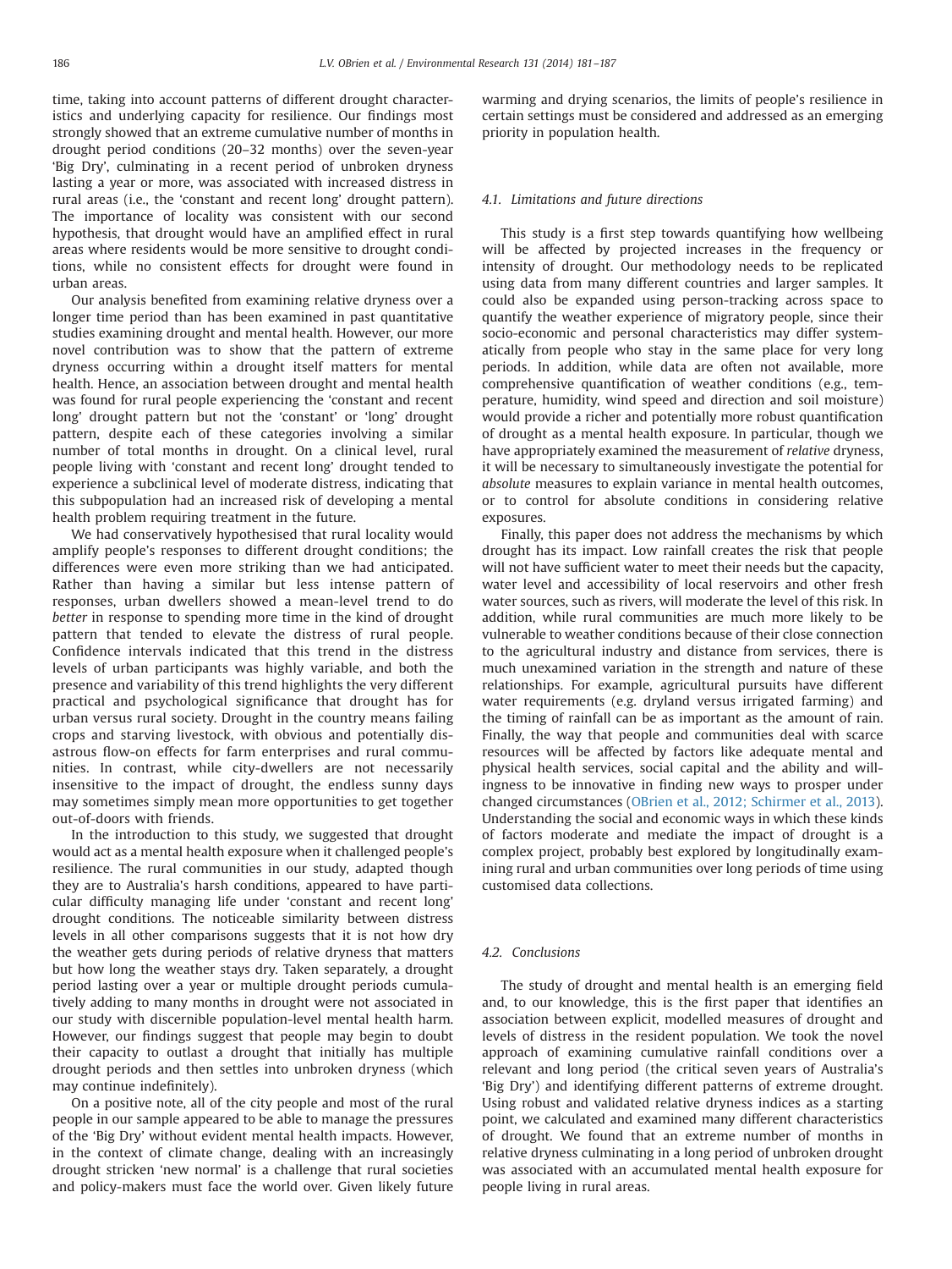time, taking into account patterns of different drought characteristics and underlying capacity for resilience. Our findings most strongly showed that an extreme cumulative number of months in drought period conditions (20–32 months) over the seven-year 'Big Dry', culminating in a recent period of unbroken dryness lasting a year or more, was associated with increased distress in rural areas (i.e., the 'constant and recent long' drought pattern). The importance of locality was consistent with our second hypothesis, that drought would have an amplified effect in rural areas where residents would be more sensitive to drought conditions, while no consistent effects for drought were found in urban areas.

Our analysis benefited from examining relative dryness over a longer time period than has been examined in past quantitative studies examining drought and mental health. However, our more novel contribution was to show that the pattern of extreme dryness occurring within a drought itself matters for mental health. Hence, an association between drought and mental health was found for rural people experiencing the 'constant and recent long' drought pattern but not the 'constant' or 'long' drought pattern, despite each of these categories involving a similar number of total months in drought. On a clinical level, rural people living with 'constant and recent long' drought tended to experience a subclinical level of moderate distress, indicating that this subpopulation had an increased risk of developing a mental health problem requiring treatment in the future.

We had conservatively hypothesised that rural locality would amplify people's responses to different drought conditions; the differences were even more striking than we had anticipated. Rather than having a similar but less intense pattern of responses, urban dwellers showed a mean-level trend to do *better* in response to spending more time in the kind of drought pattern that tended to elevate the distress of rural people. Confidence intervals indicated that this trend in the distress levels of urban participants was highly variable, and both the presence and variability of this trend highlights the very different practical and psychological significance that drought has for urban versus rural society. Drought in the country means failing crops and starving livestock, with obvious and potentially disastrous flow-on effects for farm enterprises and rural communities. In contrast, while city-dwellers are not necessarily insensitive to the impact of drought, the endless sunny days may sometimes simply mean more opportunities to get together out-of-doors with friends.

In the introduction to this study, we suggested that drought would act as a mental health exposure when it challenged people's resilience. The rural communities in our study, adapted though they are to Australia's harsh conditions, appeared to have particular difficulty managing life under 'constant and recent long' drought conditions. The noticeable similarity between distress levels in all other comparisons suggests that it is not how dry the weather gets during periods of relative dryness that matters but how long the weather stays dry. Taken separately, a drought period lasting over a year or multiple drought periods cumulatively adding to many months in drought were not associated in our study with discernible population-level mental health harm. However, our findings suggest that people may begin to doubt their capacity to outlast a drought that initially has multiple drought periods and then settles into unbroken dryness (which may continue indefinitely).

On a positive note, all of the city people and most of the rural people in our sample appeared to be able to manage the pressures of the 'Big Dry' without evident mental health impacts. However, in the context of climate change, dealing with an increasingly drought stricken 'new normal' is a challenge that rural societies and policy-makers must face the world over. Given likely future warming and drying scenarios, the limits of people's resilience in certain settings must be considered and addressed as an emerging priority in population health.

### 4.1. Limitations and future directions

This study is a first step towards quantifying how wellbeing will be affected by projected increases in the frequency or intensity of drought. Our methodology needs to be replicated using data from many different countries and larger samples. It could also be expanded using person-tracking across space to quantify the weather experience of migratory people, since their socio-economic and personal characteristics may differ systematically from people who stay in the same place for very long periods. In addition, while data are often not available, more comprehensive quantification of weather conditions (e.g., temperature, humidity, wind speed and direction and soil moisture) would provide a richer and potentially more robust quantification of drought as a mental health exposure. In particular, though we have appropriately examined the measurement of *relative* dryness, it will be necessary to simultaneously investigate the potential for *absolute* measures to explain variance in mental health outcomes, or to control for absolute conditions in considering relative exposures.

Finally, this paper does not address the mechanisms by which drought has its impact. Low rainfall creates the risk that people will not have sufficient water to meet their needs but the capacity, water level and accessibility of local reservoirs and other fresh water sources, such as rivers, will moderate the level of this risk. In addition, while rural communities are much more likely to be vulnerable to weather conditions because of their close connection to the agricultural industry and distance from services, there is much unexamined variation in the strength and nature of these relationships. For example, agricultural pursuits have different water requirements (e.g. dryland versus irrigated farming) and the timing of rainfall can be as important as the amount of rain. Finally, the way that people and communities deal with scarce resources will be affected by factors like adequate mental and physical health services, social capital and the ability and willingness to be innovative in finding new ways to prosper under changed circumstances (OBrien et al., 2012; Schirmer et al., 2013). Understanding the social and economic ways in which these kinds of factors moderate and mediate the impact of drought is a complex project, probably best explored by longitudinally examining rural and urban communities over long periods of time using customised data collections.

### 4.2. Conclusions

The study of drought and mental health is an emerging field and, to our knowledge, this is the first paper that identifies an association between explicit, modelled measures of drought and levels of distress in the resident population. We took the novel approach of examining cumulative rainfall conditions over a relevant and long period (the critical seven years of Australia's 'Big Dry') and identifying different patterns of extreme drought. Using robust and validated relative dryness indices as a starting point, we calculated and examined many different characteristics of drought. We found that an extreme number of months in relative dryness culminating in a long period of unbroken drought was associated with an accumulated mental health exposure for people living in rural areas.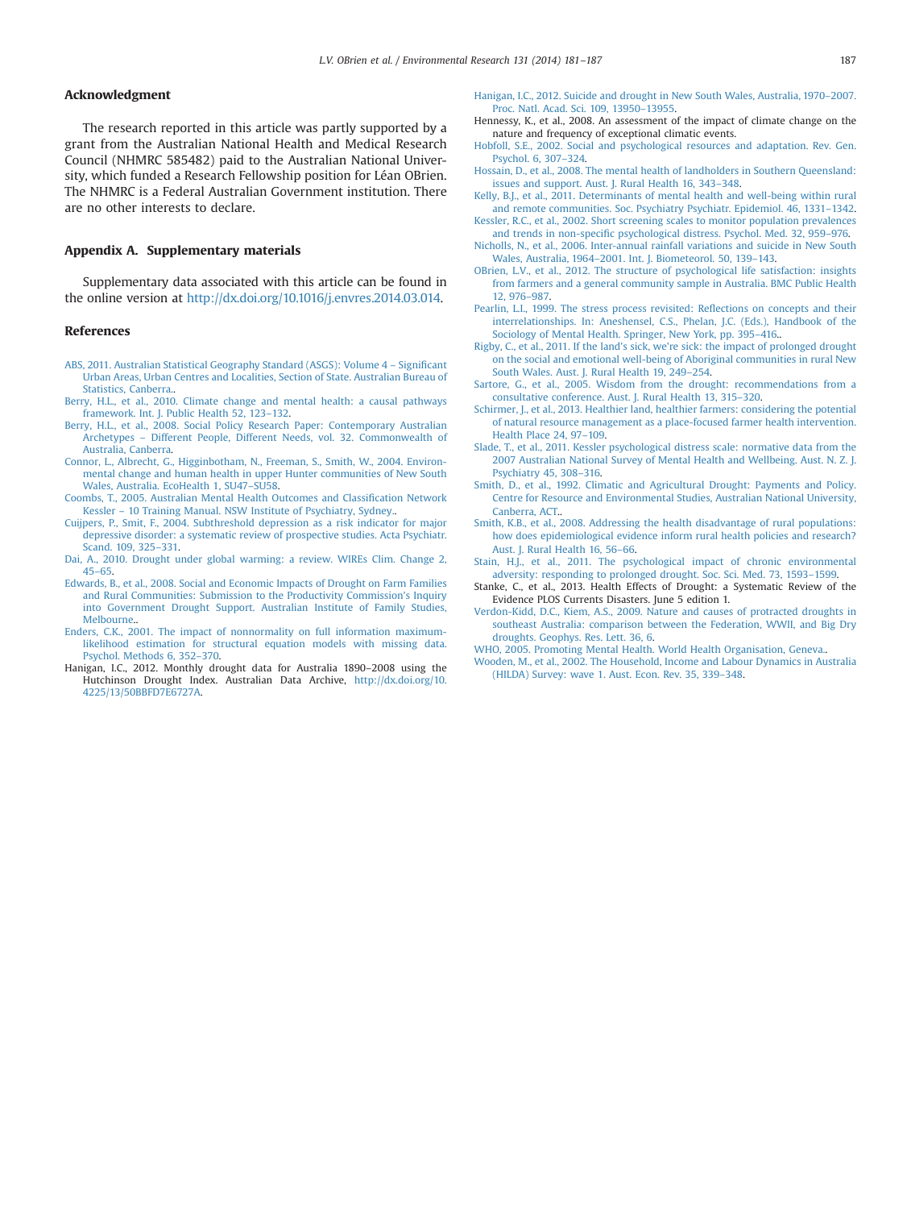## Acknowledgment

The research reported in this article was partly supported by a grant from the Australian National Health and Medical Research Council (NHMRC 585482) paid to the Australian National University, which funded a Research Fellowship position for Léan OBrien. The NHMRC is a Federal Australian Government institution. There are no other interests to declare.

## Appendix A. Supplementary materials

Supplementary data associated with this article can be found in the online version at http://dx.doi.org/10.1016/j.envres.2014.03.014.

## References

ABS, 2011. Australian Statistical Geography Standard (ASGS): Volume 4 – Significant Urban Areas, Urban Centres and Localities, Section of State. Australian Bureau of Statistics, Canberra..

Berry, H.L., et al., 2010. Climate change and mental health: a causal pathways framework. Int. J. Public Health 52, 123–132.

Berry, H.L., et al., 2008. Social Policy Research Paper: Contemporary Australian Archetypes – Different People, Different Needs, vol. 32. Commonwealth of Australia, Canberra.

Connor, L., Albrecht, G., Higginbotham, N., Freeman, S., Smith, W., 2004. Environmental change and human health in upper Hunter communities of New South Wales, Australia. EcoHealth 1, SU47–SU58.

Coombs, T., 2005. Australian Mental Health Outcomes and Classification Network Kessler – 10 Training Manual. NSW Institute of Psychiatry, Sydney..

Cuijpers, P., Smit, F., 2004. Subthreshold depression as a risk indicator for major depressive disorder: a systematic review of prospective studies. Acta Psychiatr. Scand. 109, 325–331.

Dai, A., 2010. Drought under global warming: a review. WIREs Clim. Change 2, 45–65.

Edwards, B., et al., 2008. Social and Economic Impacts of Drought on Farm Families and Rural Communities: Submission to the Productivity Commission's Inquiry into Government Drought Support. Australian Institute of Family Studies, Melbourne..

Enders, C.K., 2001. The impact of nonnormality on full information maximum-likelihood estimation for structural equation models with missing data. Psychol. Methods 6, 352–370.

Hanigan, I.C., 2012. Monthly drought data for Australia 1890–2008 using the Hutchinson Drought Index. Australian Data Archive, http://dx.doi.org/10.4225/13/50BBFD7E6727A.

Hanigan, I.C., 2012. Suicide and drought in New South Wales, Australia, 1970–2007. Proc. Natl. Acad. Sci. 109, 13950–13955.

Hennessy, K., et al., 2008. An assessment of the impact of climate change on the nature and frequency of exceptional climatic events.

Hobfoll, S.E., 2002. Social and psychological resources and adaptation. Rev. Gen. Psychol. 6, 307–324.

Hossain, D., et al., 2008. The mental health of landholders in Southern Queensland: issues and support. Aust. J. Rural Health 16, 343–348.

Kelly, B.J., et al., 2011. Determinants of mental health and well-being within rural and remote communities. Soc. Psychiatry Psychiatr. Epidemiol. 46, 1331–1342.

Kessler, R.C., et al., 2002. Short screening scales to monitor population prevalences and trends in non-specific psychological distress. Psychol. Med. 32, 959–976.

Nicholls, N., et al., 2006. Inter-annual rainfall variations and suicide in New South Wales, Australia, 1964–2001. Int. J. Biometeorol. 50, 139–143.

OBrien, L.V., et al., 2012. The structure of psychological life satisfaction: insights from farmers and a general community sample in Australia. BMC Public Health 12, 976–987.

Pearlin, L.I., 1999. The stress process revisited: Reflections on concepts and their interrelationships. In: Aneshensel, C.S., Phelan, J.C. (Eds.), Handbook of the Sociology of Mental Health. Springer, New York, pp. 395–416..

Rigby, C., et al., 2011. If the land's sick, we're sick: the impact of prolonged drought on the social and emotional well-being of Aboriginal communities in rural New South Wales. Aust. J. Rural Health 19, 249–254.

Sartore, G., et al., 2005. Wisdom from the drought: recommendations from a consultative conference. Aust. J. Rural Health 13, 315–320.

Schirmer, J., et al., 2013. Healthier land, healthier farmers: considering the potential of natural resource management as a place-focused farmer health intervention. Health Place 24, 97–109.

Slade, T., et al., 2011. Kessler psychological distress scale: normative data from the 2007 Australian National Survey of Mental Health and Wellbeing. Aust. N. Z. J. Psychiatry 45, 308–316.

Smith, D., et al., 1992. Climatic and Agricultural Drought: Payments and Policy. Centre for Resource and Environmental Studies, Australian National University, Canberra, ACT..

Smith, K.B., et al., 2008. Addressing the health disadvantage of rural populations: how does epidemiological evidence inform rural health policies and research? Aust. J. Rural Health 16, 56–66.

Stain, H.J., et al., 2011. The psychological impact of chronic environmental adversity: responding to prolonged drought. Soc. Sci. Med. 73, 1593–1599.

Stanke, C., et al., 2013. Health Effects of Drought: a Systematic Review of the Evidence PLOS Currents Disasters. June 5 edition 1.

Verdon-Kidd, D.C., Kiem, A.S., 2009. Nature and causes of protracted droughts in southeast Australia: comparison between the Federation, WWII, and Big Dry droughts. Geophys. Res. Lett. 36, 6.

WHO, 2005. Promoting Mental Health. World Health Organisation, Geneva..

Wooden, M., et al., 2002. The Household, Income and Labour Dynamics in Australia (HILDA) Survey: wave 1. Aust. Econ. Rev. 35, 339–348.